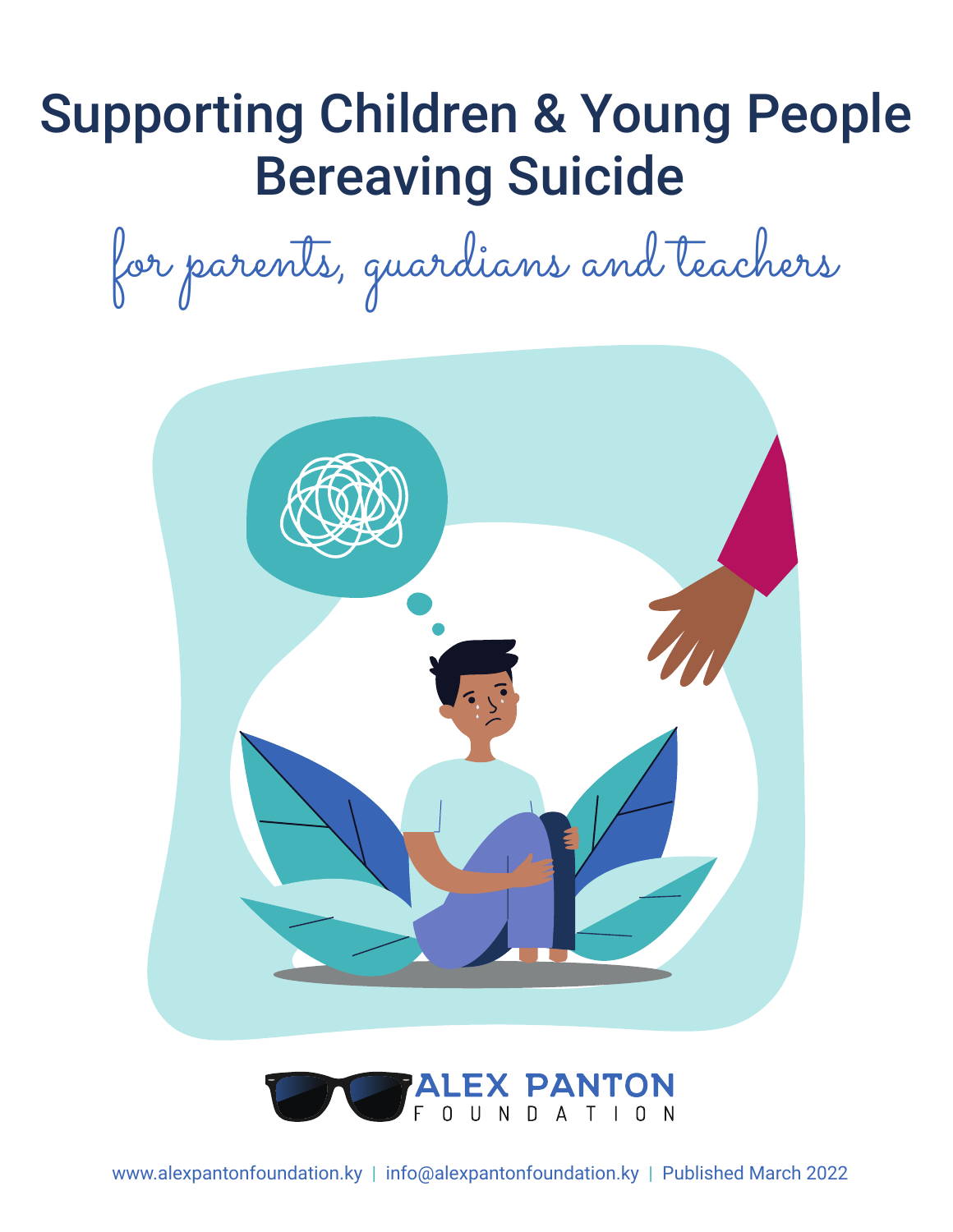# Supporting Children & Young People Bereaving Suicide

*for parents, guardians and teachers*

ALEX PANTON FOUNDATION

www.alexpantonfoundation.ky | info@alexpantonfoundation.ky | Published March 2022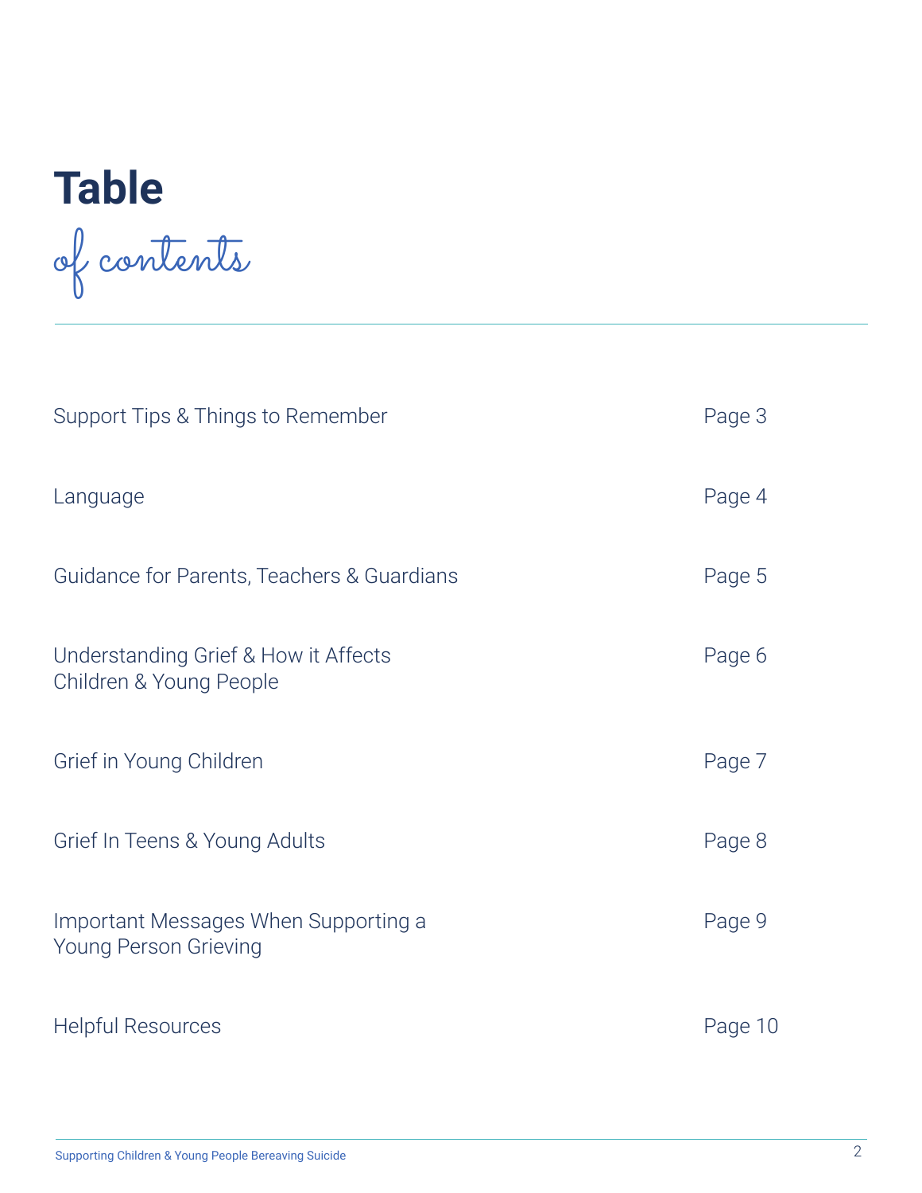# Table of contents

| | |
|---|---|
| Support Tips & Things to Remember | Page 3 |
| Language | Page 4 |
| Guidance for Parents, Teachers & Guardians | Page 5 |
| Understanding Grief & How it Affects Children & Young People | Page 6 |
| Grief in Young Children | Page 7 |
| Grief In Teens & Young Adults | Page 8 |
| Important Messages When Supporting a Young Person Grieving | Page 9 |
| Helpful Resources | Page 10 |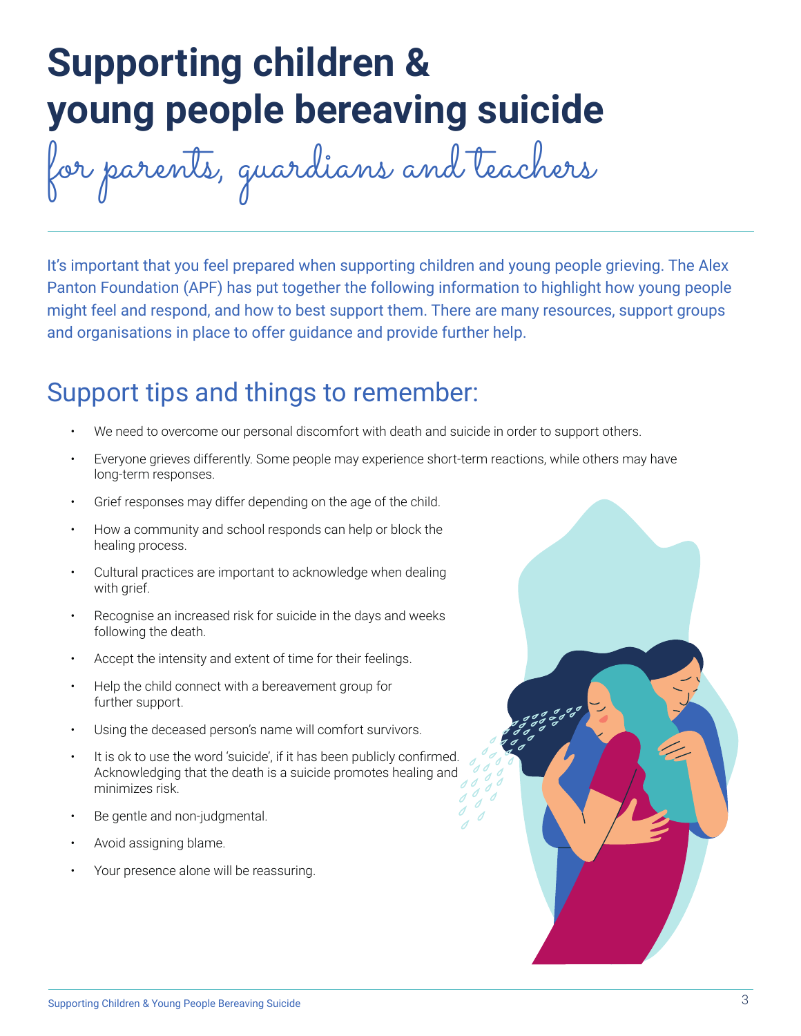# Supporting children & young people bereaving suicide

*for parents, guardians and teachers*

It's important that you feel prepared when supporting children and young people grieving. The Alex Panton Foundation (APF) has put together the following information to highlight how young people might feel and respond, and how to best support them. There are many resources, support groups and organisations in place to offer guidance and provide further help.

## Support tips and things to remember:

- We need to overcome our personal discomfort with death and suicide in order to support others.
- Everyone grieves differently. Some people may experience short-term reactions, while others may have long-term responses.
- Grief responses may differ depending on the age of the child.
- How a community and school responds can help or block the healing process.
- Cultural practices are important to acknowledge when dealing with grief.
- Recognise an increased risk for suicide in the days and weeks following the death.
- Accept the intensity and extent of time for their feelings.
- Help the child connect with a bereavement group for further support.
- Using the deceased person's name will comfort survivors.
- It is ok to use the word 'suicide', if it has been publicly confirmed. Acknowledging that the death is a suicide promotes healing and minimizes risk.
- Be gentle and non-judgmental.
- Avoid assigning blame.
- Your presence alone will be reassuring.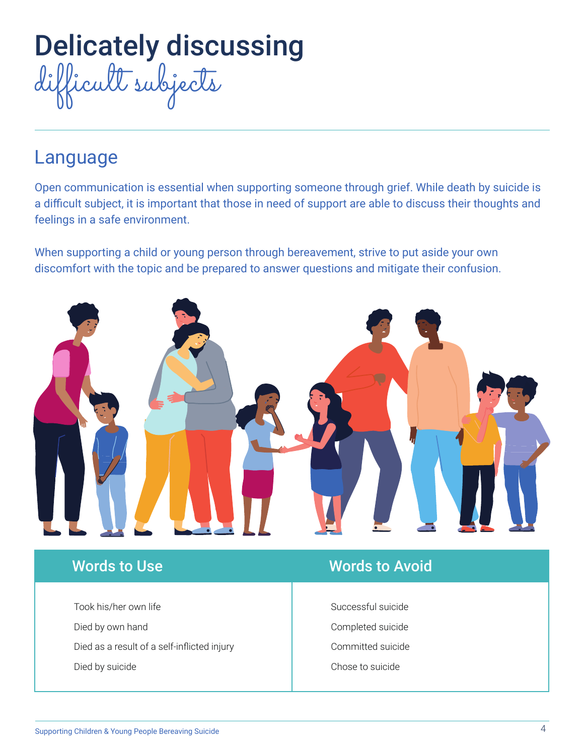# Delicately discussing difficult subjects

## Language

Open communication is essential when supporting someone through grief. While death by suicide is a difficult subject, it is important that those in need of support are able to discuss their thoughts and feelings in a safe environment.

When supporting a child or young person through bereavement, strive to put aside your own discomfort with the topic and be prepared to answer questions and mitigate their confusion.

| Words to Use | Words to Avoid |
| --- | --- |
| Took his/her own life | Successful suicide |
| Died by own hand | Completed suicide |
| Died as a result of a self-inflicted injury | Committed suicide |
| Died by suicide | Chose to suicide |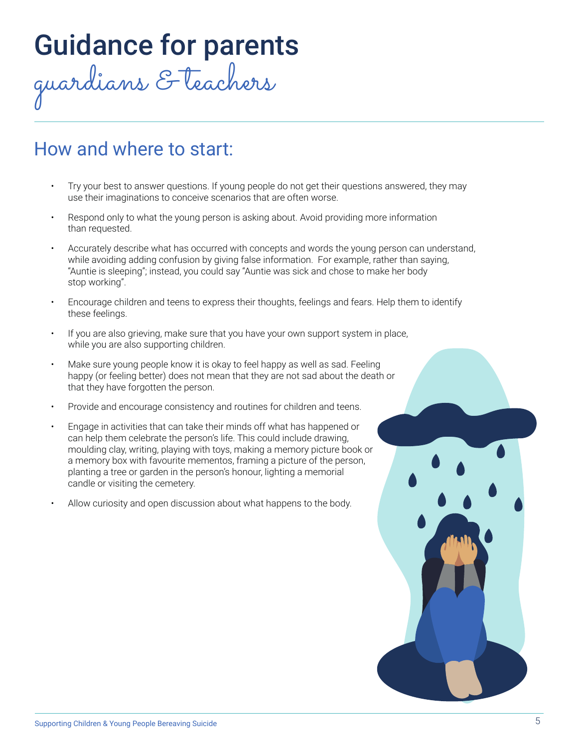# Guidance for parents guardians & teachers

## How and where to start:

- Try your best to answer questions. If young people do not get their questions answered, they may use their imaginations to conceive scenarios that are often worse.
- Respond only to what the young person is asking about. Avoid providing more information than requested.
- Accurately describe what has occurred with concepts and words the young person can understand, while avoiding adding confusion by giving false information. For example, rather than saying, "Auntie is sleeping"; instead, you could say "Auntie was sick and chose to make her body stop working".
- Encourage children and teens to express their thoughts, feelings and fears. Help them to identify these feelings.
- If you are also grieving, make sure that you have your own support system in place, while you are also supporting children.
- Make sure young people know it is okay to feel happy as well as sad. Feeling happy (or feeling better) does not mean that they are not sad about the death or that they have forgotten the person.
- Provide and encourage consistency and routines for children and teens.
- Engage in activities that can take their minds off what has happened or can help them celebrate the person's life. This could include drawing, moulding clay, writing, playing with toys, making a memory picture book or a memory box with favourite mementos, framing a picture of the person, planting a tree or garden in the person's honour, lighting a memorial candle or visiting the cemetery.
- Allow curiosity and open discussion about what happens to the body.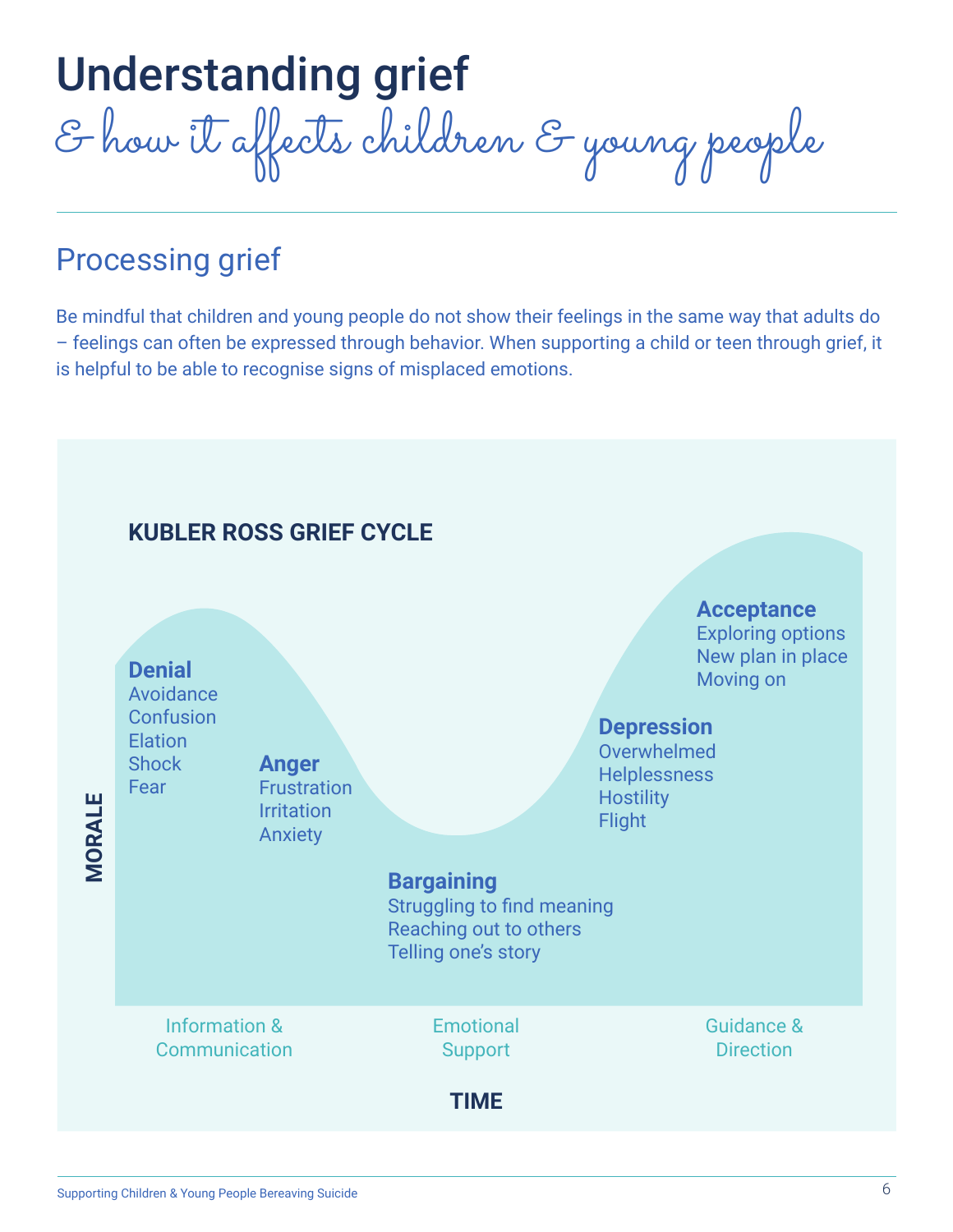# Understanding grief

## & how it affects children & young people

## Processing grief

Be mindful that children and young people do not show their feelings in the same way that adults do – feelings can often be expressed through behavior. When supporting a child or teen through grief, it is helpful to be able to recognise signs of misplaced emotions.

### KUBLER ROSS GRIEF CYCLE

**Denial**
Avoidance
Confusion
Elation
Shock
Fear

**Anger**
Frustration
Irritation
Anxiety

**Bargaining**
Struggling to find meaning
Reaching out to others
Telling one's story

**Depression**
Overwhelmed
Helplessness
Hostility
Flight

**Acceptance**
Exploring options
New plan in place
Moving on

MORALE

Information & Communication | Emotional Support | Guidance & Direction

TIME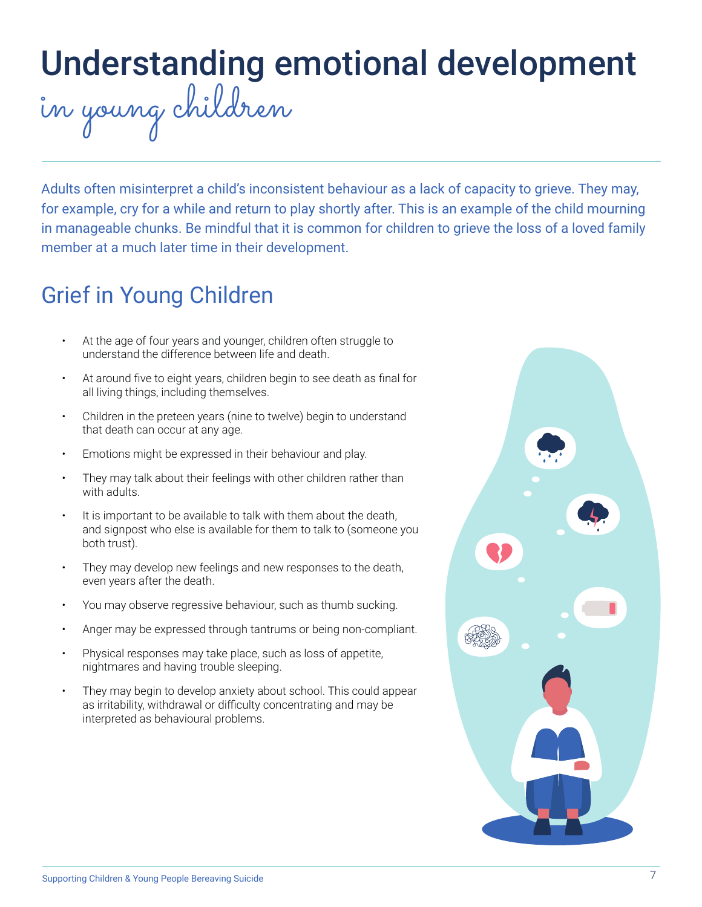# Understanding emotional development *in young children*

Adults often misinterpret a child's inconsistent behaviour as a lack of capacity to grieve. They may, for example, cry for a while and return to play shortly after. This is an example of the child mourning in manageable chunks. Be mindful that it is common for children to grieve the loss of a loved family member at a much later time in their development.

## Grief in Young Children

- At the age of four years and younger, children often struggle to understand the difference between life and death.
- At around five to eight years, children begin to see death as final for all living things, including themselves.
- Children in the preteen years (nine to twelve) begin to understand that death can occur at any age.
- Emotions might be expressed in their behaviour and play.
- They may talk about their feelings with other children rather than with adults.
- It is important to be available to talk with them about the death, and signpost who else is available for them to talk to (someone you both trust).
- They may develop new feelings and new responses to the death, even years after the death.
- You may observe regressive behaviour, such as thumb sucking.
- Anger may be expressed through tantrums or being non-compliant.
- Physical responses may take place, such as loss of appetite, nightmares and having trouble sleeping.
- They may begin to develop anxiety about school. This could appear as irritability, withdrawal or difficulty concentrating and may be interpreted as behavioural problems.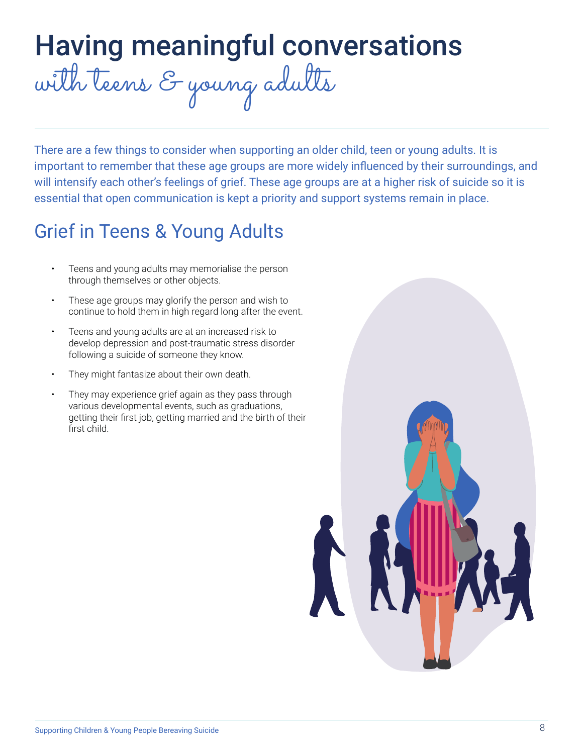# Having meaningful conversations

## with teens & young adults

There are a few things to consider when supporting an older child, teen or young adults. It is important to remember that these age groups are more widely influenced by their surroundings, and will intensify each other's feelings of grief. These age groups are at a higher risk of suicide so it is essential that open communication is kept a priority and support systems remain in place.

## Grief in Teens & Young Adults

- Teens and young adults may memorialise the person through themselves or other objects.
- These age groups may glorify the person and wish to continue to hold them in high regard long after the event.
- Teens and young adults are at an increased risk to develop depression and post-traumatic stress disorder following a suicide of someone they know.
- They might fantasize about their own death.
- They may experience grief again as they pass through various developmental events, such as graduations, getting their first job, getting married and the birth of their first child.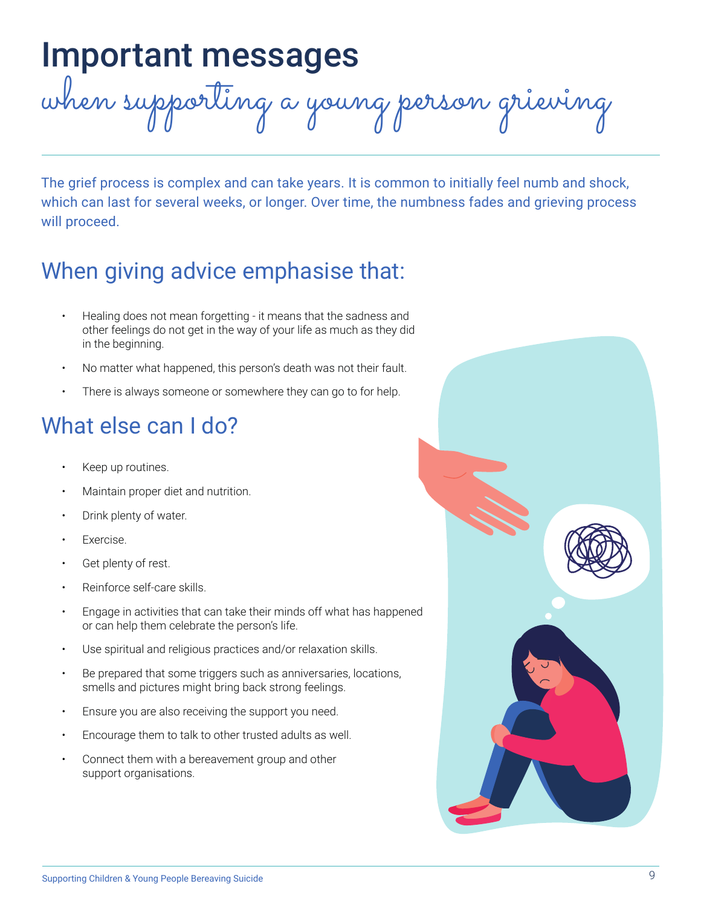# Important messages
## when supporting a young person grieving

The grief process is complex and can take years. It is common to initially feel numb and shock, which can last for several weeks, or longer. Over time, the numbness fades and grieving process will proceed.

## When giving advice emphasise that:

- Healing does not mean forgetting - it means that the sadness and other feelings do not get in the way of your life as much as they did in the beginning.
- No matter what happened, this person's death was not their fault.
- There is always someone or somewhere they can go to for help.

## What else can I do?

- Keep up routines.
- Maintain proper diet and nutrition.
- Drink plenty of water.
- Exercise.
- Get plenty of rest.
- Reinforce self-care skills.
- Engage in activities that can take their minds off what has happened or can help them celebrate the person's life.
- Use spiritual and religious practices and/or relaxation skills.
- Be prepared that some triggers such as anniversaries, locations, smells and pictures might bring back strong feelings.
- Ensure you are also receiving the support you need.
- Encourage them to talk to other trusted adults as well.
- Connect them with a bereavement group and other support organisations.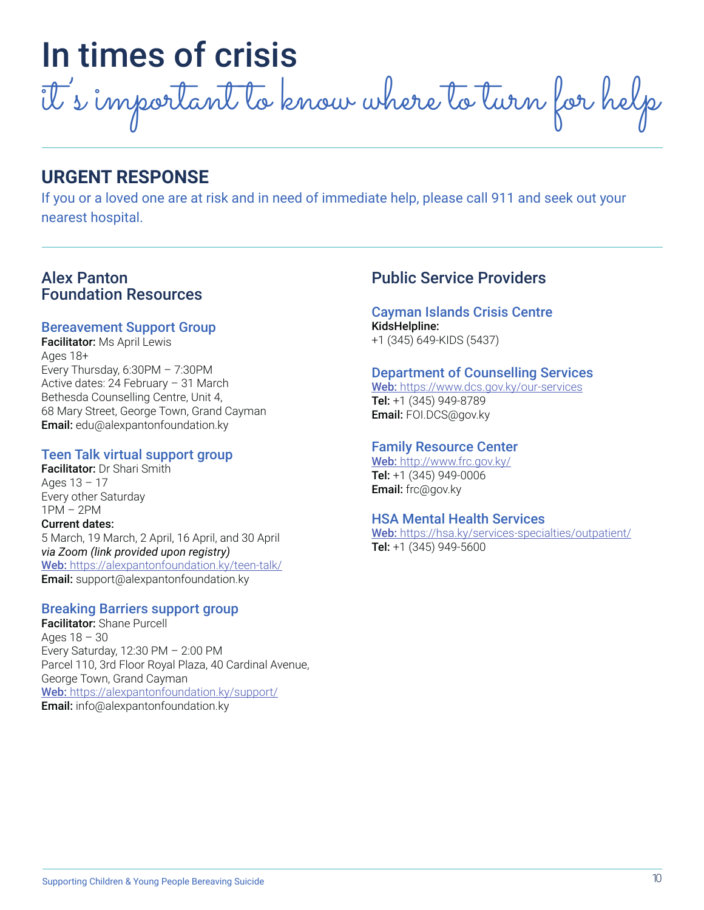# In times of crisis

it's important to know where to turn for help

## URGENT RESPONSE

If you or a loved one are at risk and in need of immediate help, please call 911 and seek out your nearest hospital.

## Alex Panton Foundation Resources

### Bereavement Support Group

**Facilitator:** Ms April Lewis
Ages 18+
Every Thursday, 6:30PM – 7:30PM
Active dates: 24 February – 31 March
Bethesda Counselling Centre, Unit 4,
68 Mary Street, George Town, Grand Cayman
**Email:** edu@alexpantonfoundation.ky

### Teen Talk virtual support group

**Facilitator:** Dr Shari Smith
Ages 13 – 17
Every other Saturday
1PM – 2PM
**Current dates:**
5 March, 19 March, 2 April, 16 April, and 30 April
*via Zoom (link provided upon registry)*
**Web:** https://alexpantonfoundation.ky/teen-talk/
**Email:** support@alexpantonfoundation.ky

### Breaking Barriers support group

**Facilitator:** Shane Purcell
Ages 18 – 30
Every Saturday, 12:30 PM – 2:00 PM
Parcel 110, 3rd Floor Royal Plaza, 40 Cardinal Avenue,
George Town, Grand Cayman
**Web:** https://alexpantonfoundation.ky/support/
**Email:** info@alexpantonfoundation.ky

## Public Service Providers

### Cayman Islands Crisis Centre

**KidsHelpline:**
+1 (345) 649-KIDS (5437)

### Department of Counselling Services

**Web:** https://www.dcs.gov.ky/our-services
**Tel:** +1 (345) 949-8789
**Email:** FOI.DCS@gov.ky

### Family Resource Center

**Web:** http://www.frc.gov.ky/
**Tel:** +1 (345) 949-0006
**Email:** frc@gov.ky

### HSA Mental Health Services

**Web:** https://hsa.ky/services-specialties/outpatient/
**Tel:** +1 (345) 949-5600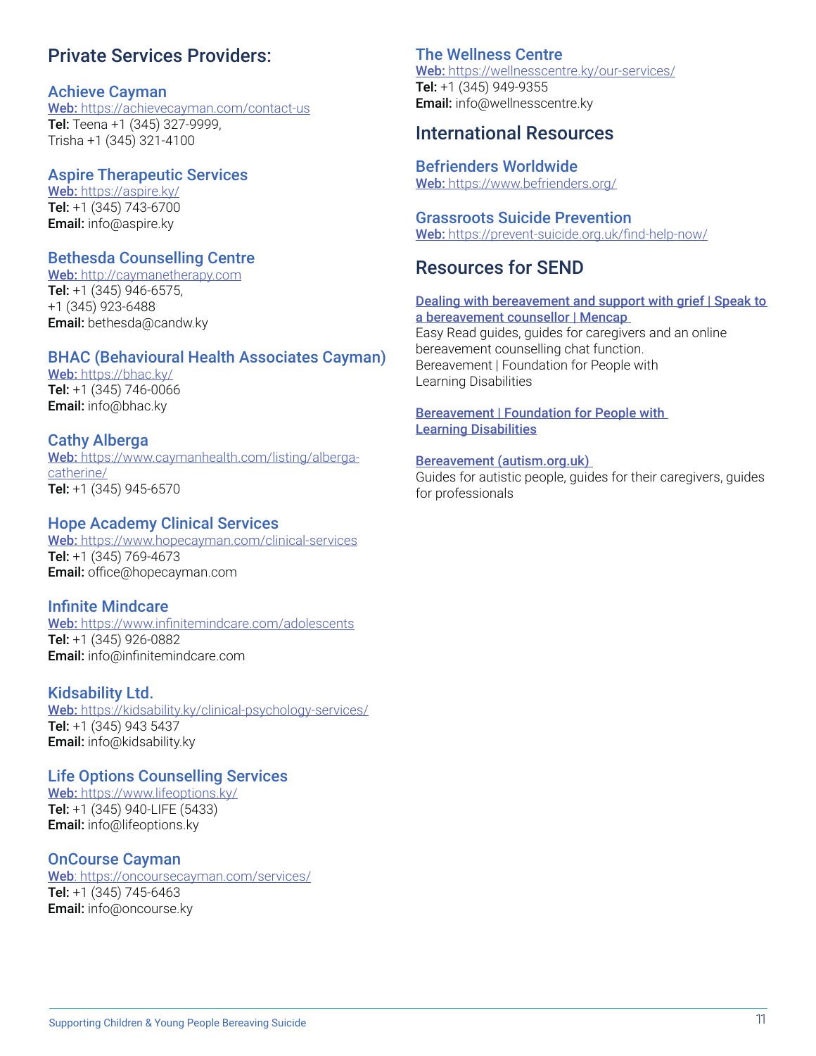## Private Services Providers:

### Achieve Cayman

**Web:** https://achievecayman.com/contact-us
**Tel:** Teena +1 (345) 327-9999,
Trisha +1 (345) 321-4100

### Aspire Therapeutic Services

**Web:** https://aspire.ky/
**Tel:** +1 (345) 743-6700
**Email:** info@aspire.ky

### Bethesda Counselling Centre

**Web:** http://caymanetherapy.com
**Tel:** +1 (345) 946-6575,
+1 (345) 923-6488
**Email:** bethesda@candw.ky

### BHAC (Behavioural Health Associates Cayman)

**Web:** https://bhac.ky/
**Tel:** +1 (345) 746-0066
**Email:** info@bhac.ky

### Cathy Alberga

**Web:** https://www.caymanhealth.com/listing/alberga-catherine/
**Tel:** +1 (345) 945-6570

### Hope Academy Clinical Services

**Web:** https://www.hopecayman.com/clinical-services
**Tel:** +1 (345) 769-4673
**Email:** office@hopecayman.com

### Infinite Mindcare

**Web:** https://www.infinitemindcare.com/adolescents
**Tel:** +1 (345) 926-0882
**Email:** info@infinitemindcare.com

### Kidsability Ltd.

**Web:** https://kidsability.ky/clinical-psychology-services/
**Tel:** +1 (345) 943 5437
**Email:** info@kidsability.ky

### Life Options Counselling Services

**Web:** https://www.lifeoptions.ky/
**Tel:** +1 (345) 940-LIFE (5433)
**Email:** info@lifeoptions.ky

### OnCourse Cayman

**Web**: https://oncoursecayman.com/services/
**Tel:** +1 (345) 745-6463
**Email:** info@oncourse.ky

### The Wellness Centre

**Web:** https://wellnesscentre.ky/our-services/
**Tel:** +1 (345) 949-9355
**Email:** info@wellnesscentre.ky

## International Resources

### Befrienders Worldwide

**Web:** https://www.befrienders.org/

### Grassroots Suicide Prevention

**Web:** https://prevent-suicide.org.uk/find-help-now/

## Resources for SEND

**Dealing with bereavement and support with grief | Speak to a bereavement counsellor | Mencap**
Easy Read guides, guides for caregivers and an online bereavement counselling chat function.
Bereavement | Foundation for People with Learning Disabilities

**Bereavement | Foundation for People with Learning Disabilities**

**Bereavement (autism.org.uk)**
Guides for autistic people, guides for their caregivers, guides for professionals